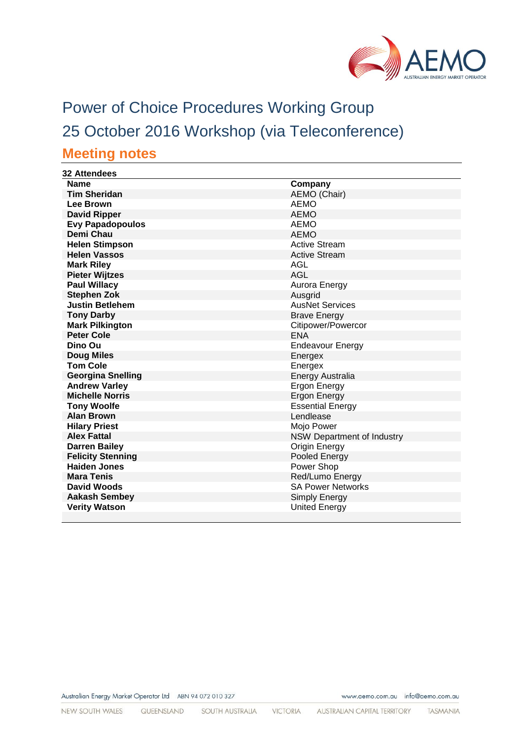# Power of Choice Procedures Working Group

# 25 October 2016 Workshop (via Teleconference)

## Meeting notes

**32 Attendees**

| Name | Company |
|---|---|
| **Tim Sheridan** | AEMO (Chair) |
| **Lee Brown** | AEMO |
| **David Ripper** | AEMO |
| **Evy Papadopoulos** | AEMO |
| **Demi Chau** | AEMO |
| **Helen Stimpson** | Active Stream |
| **Helen Vassos** | Active Stream |
| **Mark Riley** | AGL |
| **Pieter Wijtzes** | AGL |
| **Paul Willacy** | Aurora Energy |
| **Stephen Zok** | Ausgrid |
| **Justin Betlehem** | AusNet Services |
| **Tony Darby** | Brave Energy |
| **Mark Pilkington** | Citipower/Powercor |
| **Peter Cole** | ENA |
| **Dino Ou** | Endeavour Energy |
| **Doug Miles** | Energex |
| **Tom Cole** | Energex |
| **Georgina Snelling** | Energy Australia |
| **Andrew Varley** | Ergon Energy |
| **Michelle Norris** | Ergon Energy |
| **Tony Woolfe** | Essential Energy |
| **Alan Brown** | Lendlease |
| **Hilary Priest** | Mojo Power |
| **Alex Fattal** | NSW Department of Industry |
| **Darren Bailey** | Origin Energy |
| **Felicity Stenning** | Pooled Energy |
| **Haiden Jones** | Power Shop |
| **Mara Tenis** | Red/Lumo Energy |
| **David Woods** | SA Power Networks |
| **Aakash Sembey** | Simply Energy |
| **Verity Watson** | United Energy |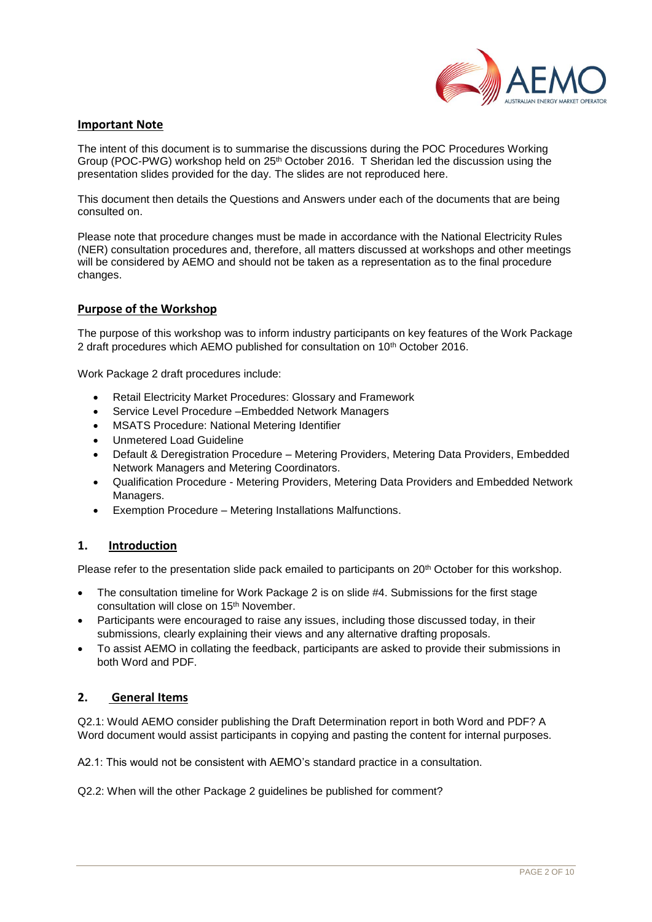## Important Note

The intent of this document is to summarise the discussions during the POC Procedures Working Group (POC-PWG) workshop held on 25th October 2016. T Sheridan led the discussion using the presentation slides provided for the day. The slides are not reproduced here.

This document then details the Questions and Answers under each of the documents that are being consulted on.

Please note that procedure changes must be made in accordance with the National Electricity Rules (NER) consultation procedures and, therefore, all matters discussed at workshops and other meetings will be considered by AEMO and should not be taken as a representation as to the final procedure changes.

## Purpose of the Workshop

The purpose of this workshop was to inform industry participants on key features of the Work Package 2 draft procedures which AEMO published for consultation on 10th October 2016.

Work Package 2 draft procedures include:

- Retail Electricity Market Procedures: Glossary and Framework
- Service Level Procedure –Embedded Network Managers
- MSATS Procedure: National Metering Identifier
- Unmetered Load Guideline
- Default & Deregistration Procedure – Metering Providers, Metering Data Providers, Embedded Network Managers and Metering Coordinators.
- Qualification Procedure - Metering Providers, Metering Data Providers and Embedded Network Managers.
- Exemption Procedure – Metering Installations Malfunctions.

## 1. Introduction

Please refer to the presentation slide pack emailed to participants on 20th October for this workshop.

- The consultation timeline for Work Package 2 is on slide #4. Submissions for the first stage consultation will close on 15th November.
- Participants were encouraged to raise any issues, including those discussed today, in their submissions, clearly explaining their views and any alternative drafting proposals.
- To assist AEMO in collating the feedback, participants are asked to provide their submissions in both Word and PDF.

## 2. General Items

Q2.1: Would AEMO consider publishing the Draft Determination report in both Word and PDF? A Word document would assist participants in copying and pasting the content for internal purposes.

A2.1: This would not be consistent with AEMO's standard practice in a consultation.

Q2.2: When will the other Package 2 guidelines be published for comment?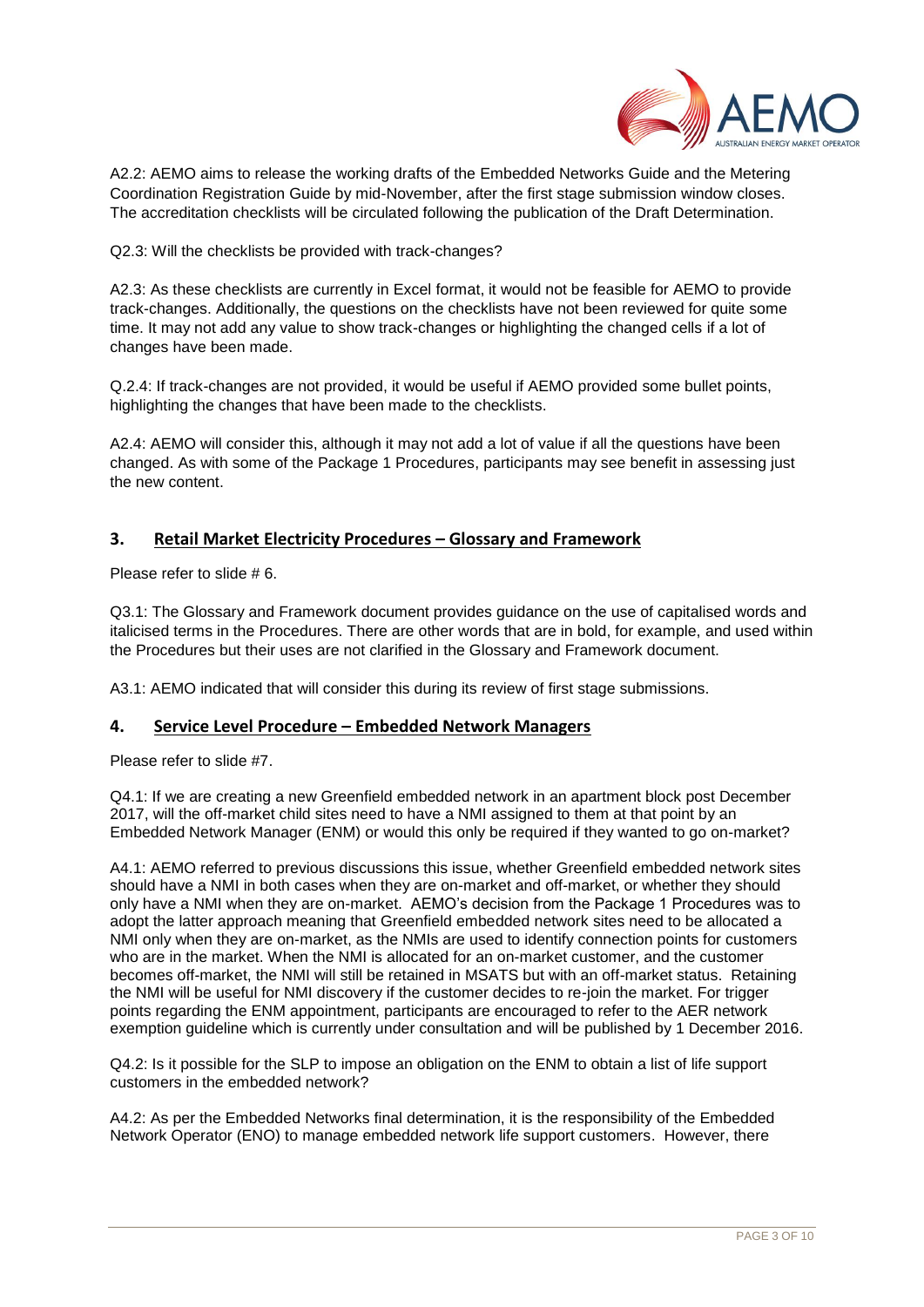A2.2: AEMO aims to release the working drafts of the Embedded Networks Guide and the Metering Coordination Registration Guide by mid-November, after the first stage submission window closes. The accreditation checklists will be circulated following the publication of the Draft Determination.

Q2.3: Will the checklists be provided with track-changes?

A2.3: As these checklists are currently in Excel format, it would not be feasible for AEMO to provide track-changes. Additionally, the questions on the checklists have not been reviewed for quite some time. It may not add any value to show track-changes or highlighting the changed cells if a lot of changes have been made.

Q.2.4: If track-changes are not provided, it would be useful if AEMO provided some bullet points, highlighting the changes that have been made to the checklists.

A2.4: AEMO will consider this, although it may not add a lot of value if all the questions have been changed. As with some of the Package 1 Procedures, participants may see benefit in assessing just the new content.

## 3. Retail Market Electricity Procedures – Glossary and Framework

Please refer to slide # 6.

Q3.1: The Glossary and Framework document provides guidance on the use of capitalised words and italicised terms in the Procedures. There are other words that are in bold, for example, and used within the Procedures but their uses are not clarified in the Glossary and Framework document.

A3.1: AEMO indicated that will consider this during its review of first stage submissions.

## 4. Service Level Procedure – Embedded Network Managers

Please refer to slide #7.

Q4.1: If we are creating a new Greenfield embedded network in an apartment block post December 2017, will the off-market child sites need to have a NMI assigned to them at that point by an Embedded Network Manager (ENM) or would this only be required if they wanted to go on-market?

A4.1: AEMO referred to previous discussions this issue, whether Greenfield embedded network sites should have a NMI in both cases when they are on-market and off-market, or whether they should only have a NMI when they are on-market. AEMO's decision from the Package 1 Procedures was to adopt the latter approach meaning that Greenfield embedded network sites need to be allocated a NMI only when they are on-market, as the NMIs are used to identify connection points for customers who are in the market. When the NMI is allocated for an on-market customer, and the customer becomes off-market, the NMI will still be retained in MSATS but with an off-market status. Retaining the NMI will be useful for NMI discovery if the customer decides to re-join the market. For trigger points regarding the ENM appointment, participants are encouraged to refer to the AER network exemption guideline which is currently under consultation and will be published by 1 December 2016.

Q4.2: Is it possible for the SLP to impose an obligation on the ENM to obtain a list of life support customers in the embedded network?

A4.2: As per the Embedded Networks final determination, it is the responsibility of the Embedded Network Operator (ENO) to manage embedded network life support customers. However, there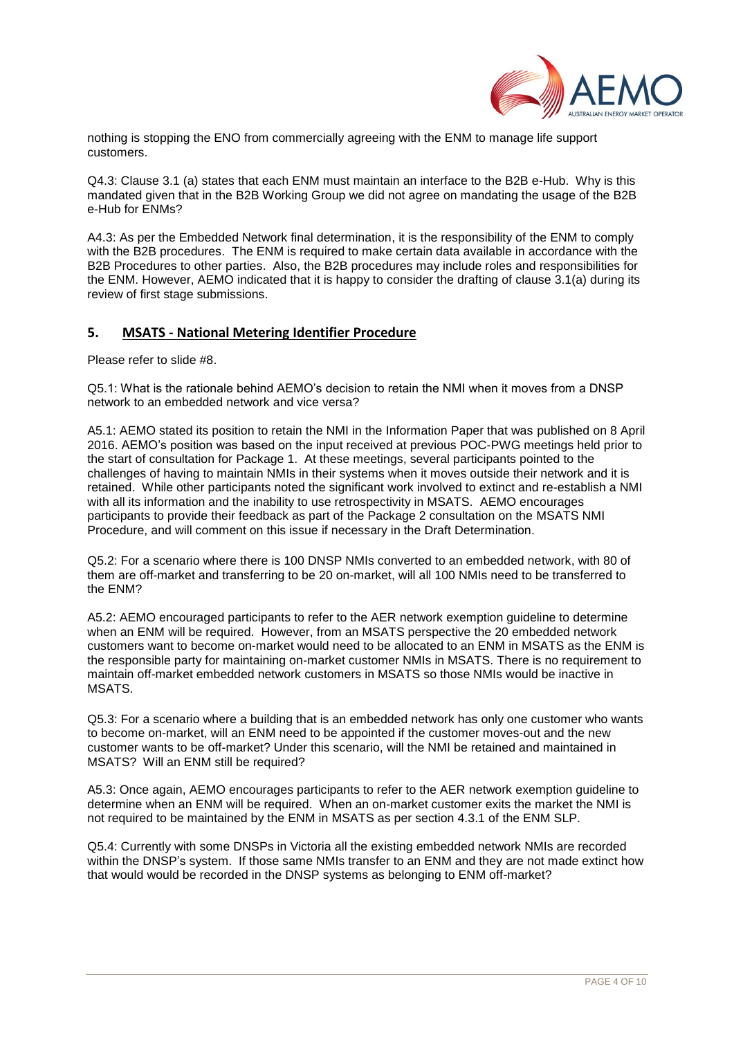nothing is stopping the ENO from commercially agreeing with the ENM to manage life support customers.

Q4.3: Clause 3.1 (a) states that each ENM must maintain an interface to the B2B e-Hub. Why is this mandated given that in the B2B Working Group we did not agree on mandating the usage of the B2B e-Hub for ENMs?

A4.3: As per the Embedded Network final determination, it is the responsibility of the ENM to comply with the B2B procedures. The ENM is required to make certain data available in accordance with the B2B Procedures to other parties. Also, the B2B procedures may include roles and responsibilities for the ENM. However, AEMO indicated that it is happy to consider the drafting of clause 3.1(a) during its review of first stage submissions.

## 5. MSATS - National Metering Identifier Procedure

Please refer to slide #8.

Q5.1: What is the rationale behind AEMO's decision to retain the NMI when it moves from a DNSP network to an embedded network and vice versa?

A5.1: AEMO stated its position to retain the NMI in the Information Paper that was published on 8 April 2016. AEMO's position was based on the input received at previous POC-PWG meetings held prior to the start of consultation for Package 1. At these meetings, several participants pointed to the challenges of having to maintain NMIs in their systems when it moves outside their network and it is retained. While other participants noted the significant work involved to extinct and re-establish a NMI with all its information and the inability to use retrospectivity in MSATS. AEMO encourages participants to provide their feedback as part of the Package 2 consultation on the MSATS NMI Procedure, and will comment on this issue if necessary in the Draft Determination.

Q5.2: For a scenario where there is 100 DNSP NMIs converted to an embedded network, with 80 of them are off-market and transferring to be 20 on-market, will all 100 NMIs need to be transferred to the ENM?

A5.2: AEMO encouraged participants to refer to the AER network exemption guideline to determine when an ENM will be required. However, from an MSATS perspective the 20 embedded network customers want to become on-market would need to be allocated to an ENM in MSATS as the ENM is the responsible party for maintaining on-market customer NMIs in MSATS. There is no requirement to maintain off-market embedded network customers in MSATS so those NMIs would be inactive in MSATS.

Q5.3: For a scenario where a building that is an embedded network has only one customer who wants to become on-market, will an ENM need to be appointed if the customer moves-out and the new customer wants to be off-market? Under this scenario, will the NMI be retained and maintained in MSATS? Will an ENM still be required?

A5.3: Once again, AEMO encourages participants to refer to the AER network exemption guideline to determine when an ENM will be required. When an on-market customer exits the market the NMI is not required to be maintained by the ENM in MSATS as per section 4.3.1 of the ENM SLP.

Q5.4: Currently with some DNSPs in Victoria all the existing embedded network NMIs are recorded within the DNSP's system. If those same NMIs transfer to an ENM and they are not made extinct how that would would be recorded in the DNSP systems as belonging to ENM off-market?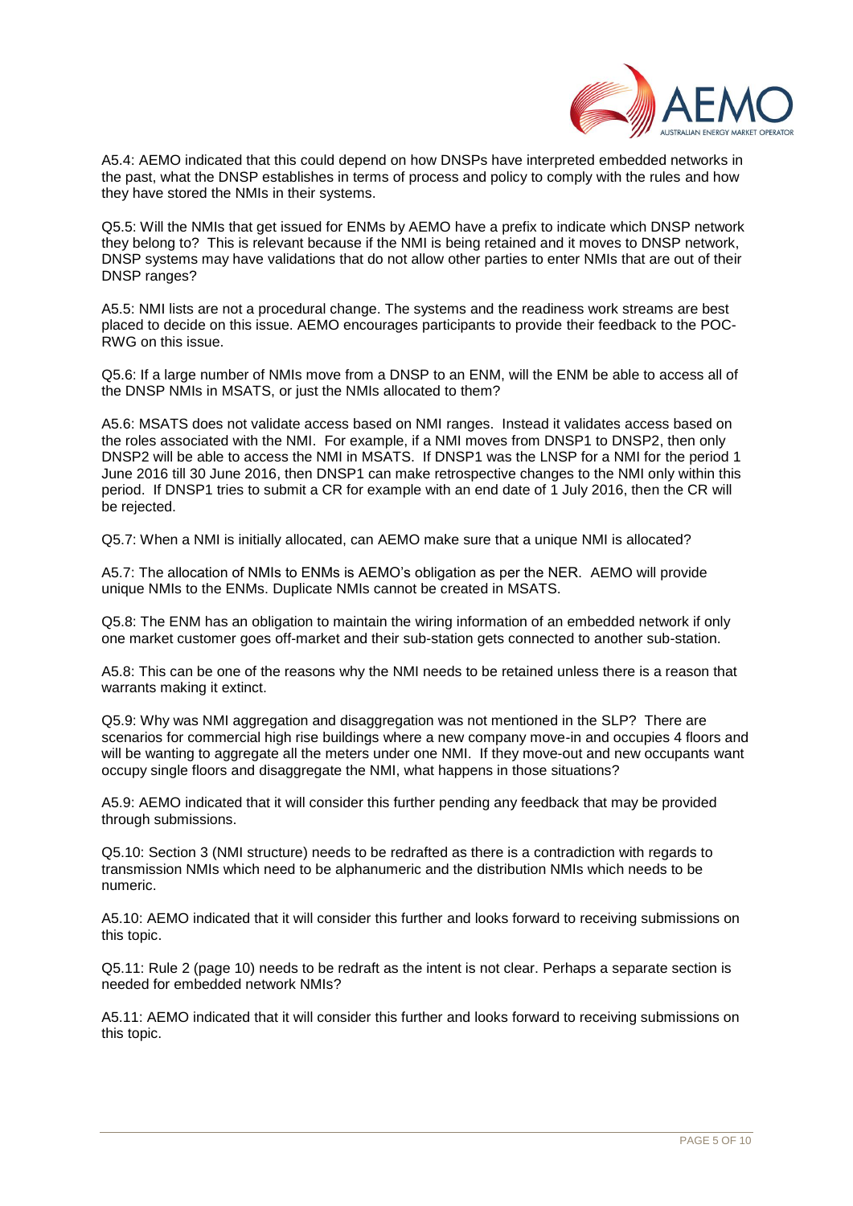A5.4: AEMO indicated that this could depend on how DNSPs have interpreted embedded networks in the past, what the DNSP establishes in terms of process and policy to comply with the rules and how they have stored the NMIs in their systems.

Q5.5: Will the NMIs that get issued for ENMs by AEMO have a prefix to indicate which DNSP network they belong to? This is relevant because if the NMI is being retained and it moves to DNSP network, DNSP systems may have validations that do not allow other parties to enter NMIs that are out of their DNSP ranges?

A5.5: NMI lists are not a procedural change. The systems and the readiness work streams are best placed to decide on this issue. AEMO encourages participants to provide their feedback to the POC-RWG on this issue.

Q5.6: If a large number of NMIs move from a DNSP to an ENM, will the ENM be able to access all of the DNSP NMIs in MSATS, or just the NMIs allocated to them?

A5.6: MSATS does not validate access based on NMI ranges. Instead it validates access based on the roles associated with the NMI. For example, if a NMI moves from DNSP1 to DNSP2, then only DNSP2 will be able to access the NMI in MSATS. If DNSP1 was the LNSP for a NMI for the period 1 June 2016 till 30 June 2016, then DNSP1 can make retrospective changes to the NMI only within this period. If DNSP1 tries to submit a CR for example with an end date of 1 July 2016, then the CR will be rejected.

Q5.7: When a NMI is initially allocated, can AEMO make sure that a unique NMI is allocated?

A5.7: The allocation of NMIs to ENMs is AEMO's obligation as per the NER. AEMO will provide unique NMIs to the ENMs. Duplicate NMIs cannot be created in MSATS.

Q5.8: The ENM has an obligation to maintain the wiring information of an embedded network if only one market customer goes off-market and their sub-station gets connected to another sub-station.

A5.8: This can be one of the reasons why the NMI needs to be retained unless there is a reason that warrants making it extinct.

Q5.9: Why was NMI aggregation and disaggregation was not mentioned in the SLP? There are scenarios for commercial high rise buildings where a new company move-in and occupies 4 floors and will be wanting to aggregate all the meters under one NMI. If they move-out and new occupants want occupy single floors and disaggregate the NMI, what happens in those situations?

A5.9: AEMO indicated that it will consider this further pending any feedback that may be provided through submissions.

Q5.10: Section 3 (NMI structure) needs to be redrafted as there is a contradiction with regards to transmission NMIs which need to be alphanumeric and the distribution NMIs which needs to be numeric.

A5.10: AEMO indicated that it will consider this further and looks forward to receiving submissions on this topic.

Q5.11: Rule 2 (page 10) needs to be redraft as the intent is not clear. Perhaps a separate section is needed for embedded network NMIs?

A5.11: AEMO indicated that it will consider this further and looks forward to receiving submissions on this topic.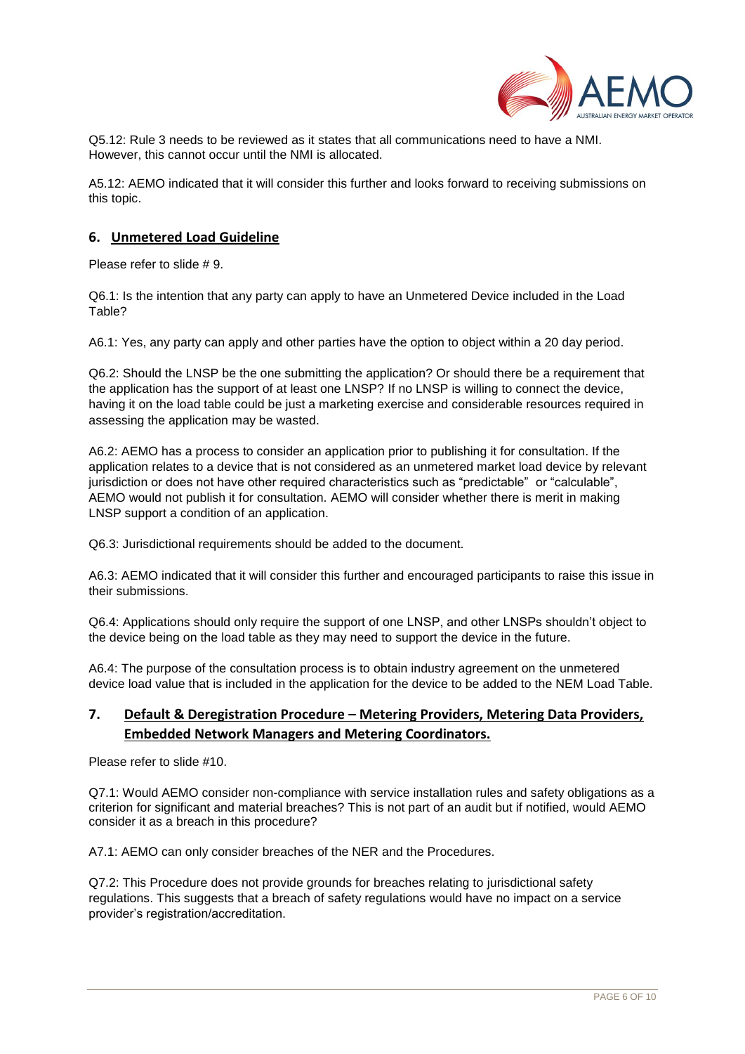Q5.12: Rule 3 needs to be reviewed as it states that all communications need to have a NMI. However, this cannot occur until the NMI is allocated.

A5.12: AEMO indicated that it will consider this further and looks forward to receiving submissions on this topic.

## 6. Unmetered Load Guideline

Please refer to slide # 9.

Q6.1: Is the intention that any party can apply to have an Unmetered Device included in the Load Table?

A6.1: Yes, any party can apply and other parties have the option to object within a 20 day period.

Q6.2: Should the LNSP be the one submitting the application? Or should there be a requirement that the application has the support of at least one LNSP? If no LNSP is willing to connect the device, having it on the load table could be just a marketing exercise and considerable resources required in assessing the application may be wasted.

A6.2: AEMO has a process to consider an application prior to publishing it for consultation. If the application relates to a device that is not considered as an unmetered market load device by relevant jurisdiction or does not have other required characteristics such as "predictable" or "calculable", AEMO would not publish it for consultation. AEMO will consider whether there is merit in making LNSP support a condition of an application.

Q6.3: Jurisdictional requirements should be added to the document.

A6.3: AEMO indicated that it will consider this further and encouraged participants to raise this issue in their submissions.

Q6.4: Applications should only require the support of one LNSP, and other LNSPs shouldn't object to the device being on the load table as they may need to support the device in the future.

A6.4: The purpose of the consultation process is to obtain industry agreement on the unmetered device load value that is included in the application for the device to be added to the NEM Load Table.

## 7. Default & Deregistration Procedure – Metering Providers, Metering Data Providers, Embedded Network Managers and Metering Coordinators.

Please refer to slide #10.

Q7.1: Would AEMO consider non-compliance with service installation rules and safety obligations as a criterion for significant and material breaches? This is not part of an audit but if notified, would AEMO consider it as a breach in this procedure?

A7.1: AEMO can only consider breaches of the NER and the Procedures.

Q7.2: This Procedure does not provide grounds for breaches relating to jurisdictional safety regulations. This suggests that a breach of safety regulations would have no impact on a service provider's registration/accreditation.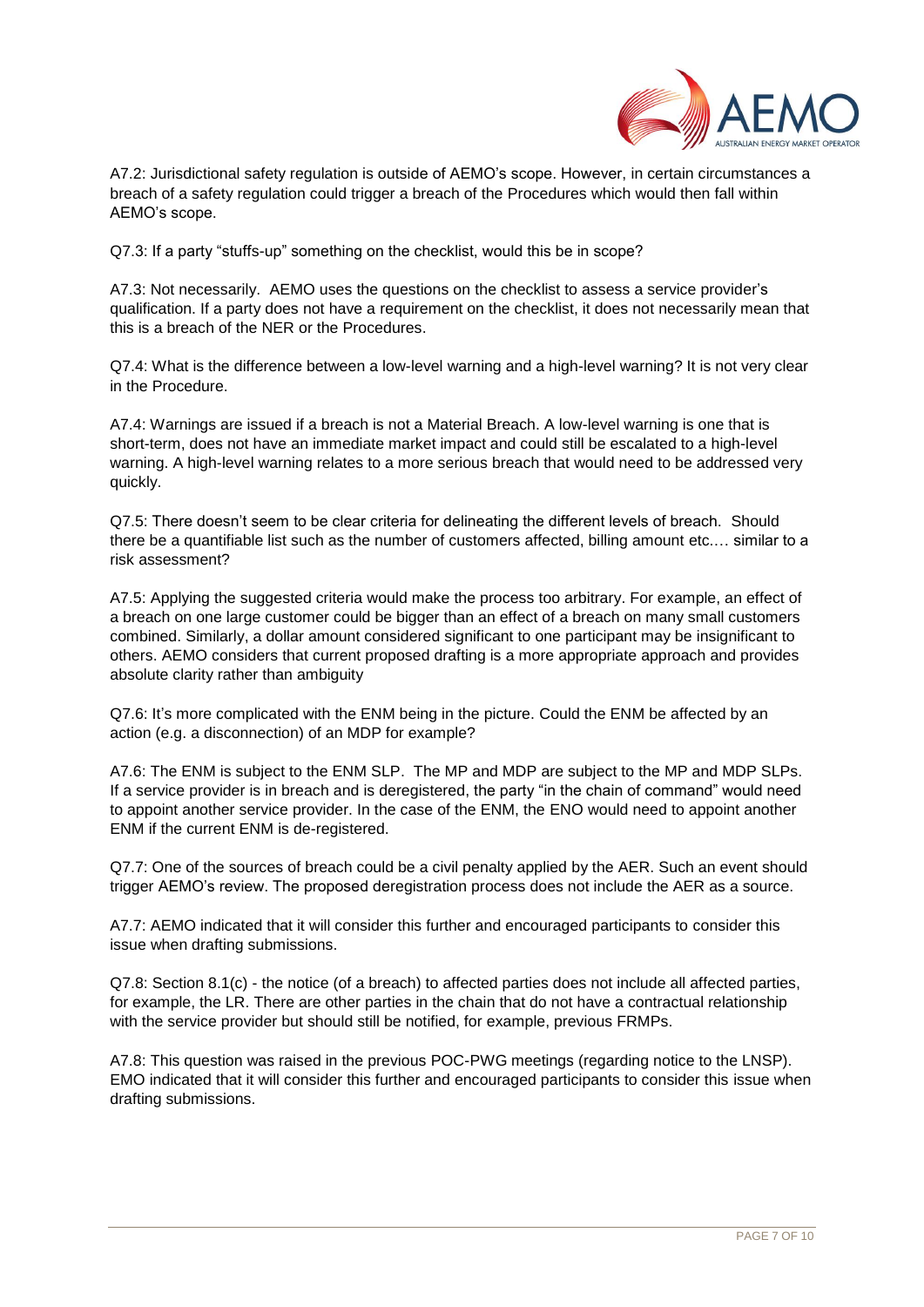A7.2: Jurisdictional safety regulation is outside of AEMO's scope. However, in certain circumstances a breach of a safety regulation could trigger a breach of the Procedures which would then fall within AEMO's scope.

Q7.3: If a party "stuffs-up" something on the checklist, would this be in scope?

A7.3: Not necessarily. AEMO uses the questions on the checklist to assess a service provider's qualification. If a party does not have a requirement on the checklist, it does not necessarily mean that this is a breach of the NER or the Procedures.

Q7.4: What is the difference between a low-level warning and a high-level warning? It is not very clear in the Procedure.

A7.4: Warnings are issued if a breach is not a Material Breach. A low-level warning is one that is short-term, does not have an immediate market impact and could still be escalated to a high-level warning. A high-level warning relates to a more serious breach that would need to be addressed very quickly.

Q7.5: There doesn't seem to be clear criteria for delineating the different levels of breach. Should there be a quantifiable list such as the number of customers affected, billing amount etc.… similar to a risk assessment?

A7.5: Applying the suggested criteria would make the process too arbitrary. For example, an effect of a breach on one large customer could be bigger than an effect of a breach on many small customers combined. Similarly, a dollar amount considered significant to one participant may be insignificant to others. AEMO considers that current proposed drafting is a more appropriate approach and provides absolute clarity rather than ambiguity

Q7.6: It's more complicated with the ENM being in the picture. Could the ENM be affected by an action (e.g. a disconnection) of an MDP for example?

A7.6: The ENM is subject to the ENM SLP. The MP and MDP are subject to the MP and MDP SLPs. If a service provider is in breach and is deregistered, the party "in the chain of command" would need to appoint another service provider. In the case of the ENM, the ENO would need to appoint another ENM if the current ENM is de-registered.

Q7.7: One of the sources of breach could be a civil penalty applied by the AER. Such an event should trigger AEMO's review. The proposed deregistration process does not include the AER as a source.

A7.7: AEMO indicated that it will consider this further and encouraged participants to consider this issue when drafting submissions.

Q7.8: Section 8.1(c) - the notice (of a breach) to affected parties does not include all affected parties, for example, the LR. There are other parties in the chain that do not have a contractual relationship with the service provider but should still be notified, for example, previous FRMPs.

A7.8: This question was raised in the previous POC-PWG meetings (regarding notice to the LNSP). EMO indicated that it will consider this further and encouraged participants to consider this issue when drafting submissions.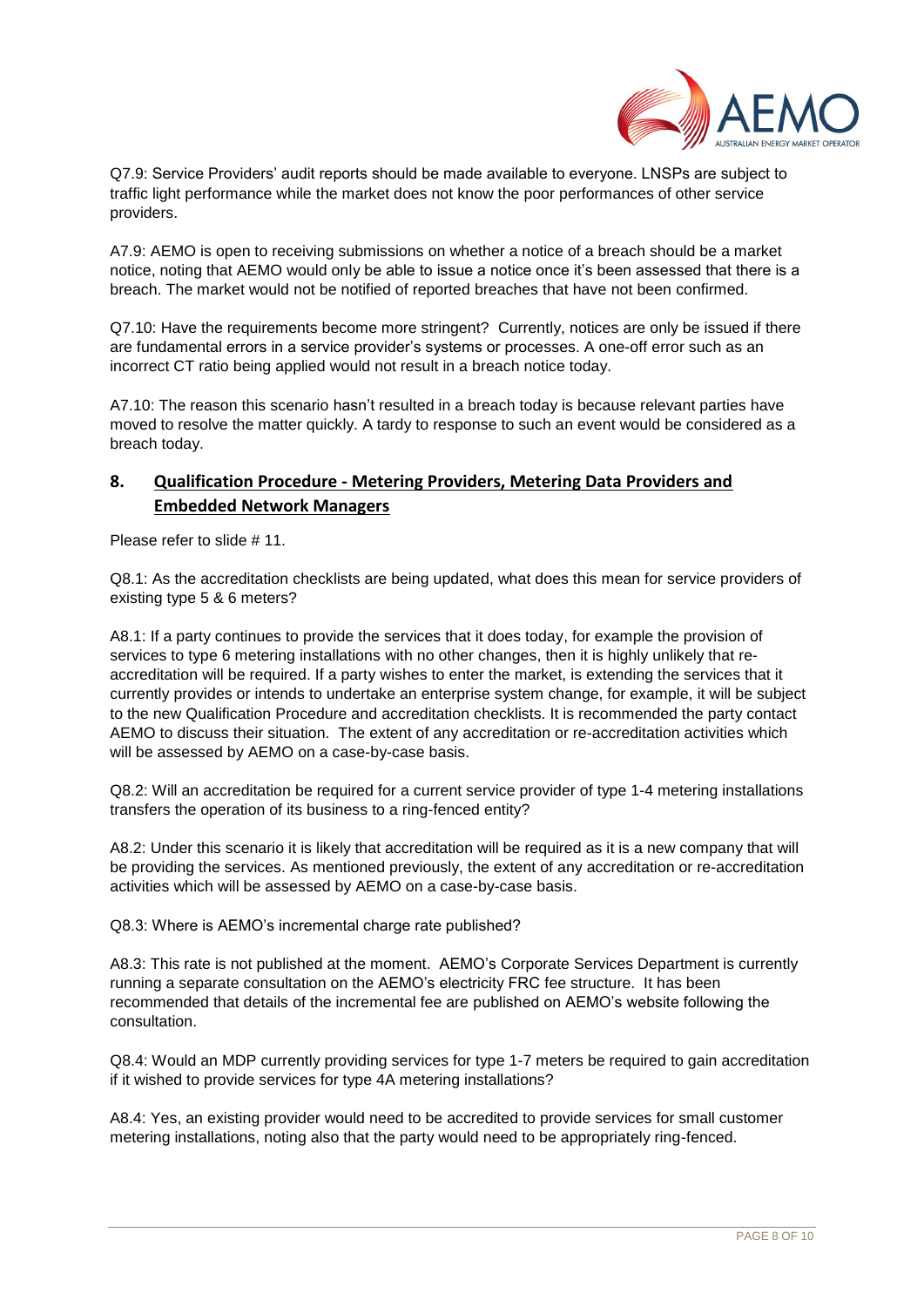Q7.9: Service Providers' audit reports should be made available to everyone. LNSPs are subject to traffic light performance while the market does not know the poor performances of other service providers.

A7.9: AEMO is open to receiving submissions on whether a notice of a breach should be a market notice, noting that AEMO would only be able to issue a notice once it's been assessed that there is a breach. The market would not be notified of reported breaches that have not been confirmed.

Q7.10: Have the requirements become more stringent? Currently, notices are only be issued if there are fundamental errors in a service provider's systems or processes. A one-off error such as an incorrect CT ratio being applied would not result in a breach notice today.

A7.10: The reason this scenario hasn't resulted in a breach today is because relevant parties have moved to resolve the matter quickly. A tardy to response to such an event would be considered as a breach today.

## 8. Qualification Procedure - Metering Providers, Metering Data Providers and Embedded Network Managers

Please refer to slide # 11.

Q8.1: As the accreditation checklists are being updated, what does this mean for service providers of existing type 5 & 6 meters?

A8.1: If a party continues to provide the services that it does today, for example the provision of services to type 6 metering installations with no other changes, then it is highly unlikely that re-accreditation will be required. If a party wishes to enter the market, is extending the services that it currently provides or intends to undertake an enterprise system change, for example, it will be subject to the new Qualification Procedure and accreditation checklists. It is recommended the party contact AEMO to discuss their situation. The extent of any accreditation or re-accreditation activities which will be assessed by AEMO on a case-by-case basis.

Q8.2: Will an accreditation be required for a current service provider of type 1-4 metering installations transfers the operation of its business to a ring-fenced entity?

A8.2: Under this scenario it is likely that accreditation will be required as it is a new company that will be providing the services. As mentioned previously, the extent of any accreditation or re-accreditation activities which will be assessed by AEMO on a case-by-case basis.

Q8.3: Where is AEMO's incremental charge rate published?

A8.3: This rate is not published at the moment. AEMO's Corporate Services Department is currently running a separate consultation on the AEMO's electricity FRC fee structure. It has been recommended that details of the incremental fee are published on AEMO's website following the consultation.

Q8.4: Would an MDP currently providing services for type 1-7 meters be required to gain accreditation if it wished to provide services for type 4A metering installations?

A8.4: Yes, an existing provider would need to be accredited to provide services for small customer metering installations, noting also that the party would need to be appropriately ring-fenced.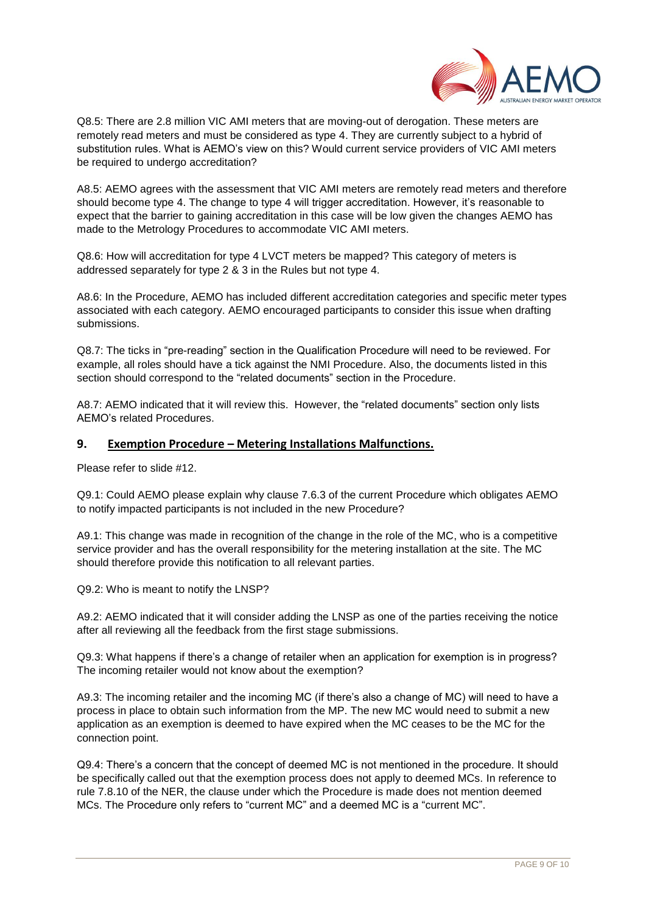Q8.5: There are 2.8 million VIC AMI meters that are moving-out of derogation. These meters are remotely read meters and must be considered as type 4. They are currently subject to a hybrid of substitution rules. What is AEMO's view on this? Would current service providers of VIC AMI meters be required to undergo accreditation?

A8.5: AEMO agrees with the assessment that VIC AMI meters are remotely read meters and therefore should become type 4. The change to type 4 will trigger accreditation. However, it's reasonable to expect that the barrier to gaining accreditation in this case will be low given the changes AEMO has made to the Metrology Procedures to accommodate VIC AMI meters.

Q8.6: How will accreditation for type 4 LVCT meters be mapped? This category of meters is addressed separately for type 2 & 3 in the Rules but not type 4.

A8.6: In the Procedure, AEMO has included different accreditation categories and specific meter types associated with each category. AEMO encouraged participants to consider this issue when drafting submissions.

Q8.7: The ticks in "pre-reading" section in the Qualification Procedure will need to be reviewed. For example, all roles should have a tick against the NMI Procedure. Also, the documents listed in this section should correspond to the "related documents" section in the Procedure.

A8.7: AEMO indicated that it will review this. However, the "related documents" section only lists AEMO's related Procedures.

## 9. Exemption Procedure – Metering Installations Malfunctions.

Please refer to slide #12.

Q9.1: Could AEMO please explain why clause 7.6.3 of the current Procedure which obligates AEMO to notify impacted participants is not included in the new Procedure?

A9.1: This change was made in recognition of the change in the role of the MC, who is a competitive service provider and has the overall responsibility for the metering installation at the site. The MC should therefore provide this notification to all relevant parties.

Q9.2: Who is meant to notify the LNSP?

A9.2: AEMO indicated that it will consider adding the LNSP as one of the parties receiving the notice after all reviewing all the feedback from the first stage submissions.

Q9.3: What happens if there's a change of retailer when an application for exemption is in progress? The incoming retailer would not know about the exemption?

A9.3: The incoming retailer and the incoming MC (if there's also a change of MC) will need to have a process in place to obtain such information from the MP. The new MC would need to submit a new application as an exemption is deemed to have expired when the MC ceases to be the MC for the connection point.

Q9.4: There's a concern that the concept of deemed MC is not mentioned in the procedure. It should be specifically called out that the exemption process does not apply to deemed MCs. In reference to rule 7.8.10 of the NER, the clause under which the Procedure is made does not mention deemed MCs. The Procedure only refers to "current MC" and a deemed MC is a "current MC".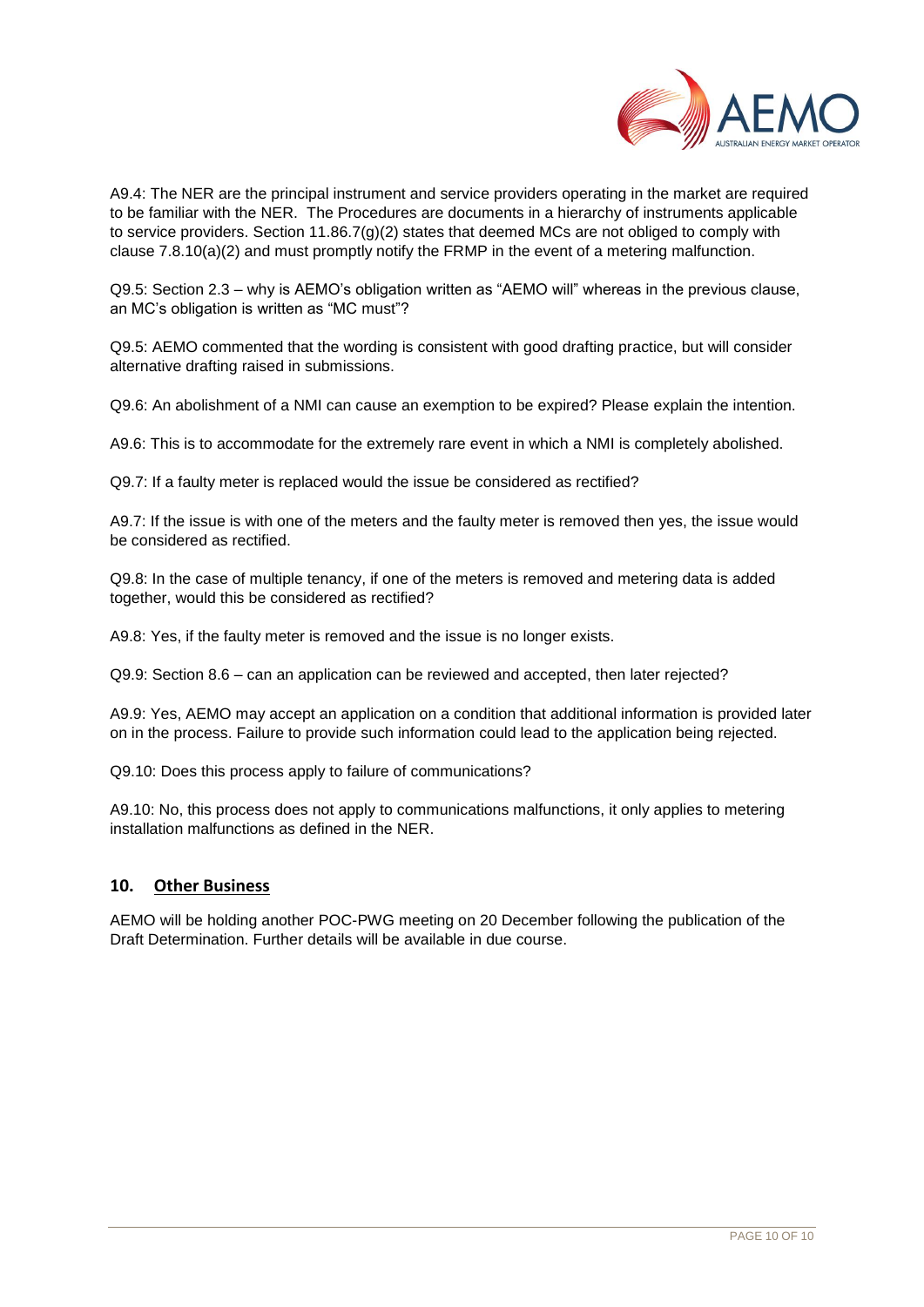A9.4: The NER are the principal instrument and service providers operating in the market are required to be familiar with the NER. The Procedures are documents in a hierarchy of instruments applicable to service providers. Section 11.86.7(g)(2) states that deemed MCs are not obliged to comply with clause 7.8.10(a)(2) and must promptly notify the FRMP in the event of a metering malfunction.

Q9.5: Section 2.3 – why is AEMO's obligation written as "AEMO will" whereas in the previous clause, an MC's obligation is written as "MC must"?

Q9.5: AEMO commented that the wording is consistent with good drafting practice, but will consider alternative drafting raised in submissions.

Q9.6: An abolishment of a NMI can cause an exemption to be expired? Please explain the intention.

A9.6: This is to accommodate for the extremely rare event in which a NMI is completely abolished.

Q9.7: If a faulty meter is replaced would the issue be considered as rectified?

A9.7: If the issue is with one of the meters and the faulty meter is removed then yes, the issue would be considered as rectified.

Q9.8: In the case of multiple tenancy, if one of the meters is removed and metering data is added together, would this be considered as rectified?

A9.8: Yes, if the faulty meter is removed and the issue is no longer exists.

Q9.9: Section 8.6 – can an application can be reviewed and accepted, then later rejected?

A9.9: Yes, AEMO may accept an application on a condition that additional information is provided later on in the process. Failure to provide such information could lead to the application being rejected.

Q9.10: Does this process apply to failure of communications?

A9.10: No, this process does not apply to communications malfunctions, it only applies to metering installation malfunctions as defined in the NER.

## 10. Other Business

AEMO will be holding another POC-PWG meeting on 20 December following the publication of the Draft Determination. Further details will be available in due course.